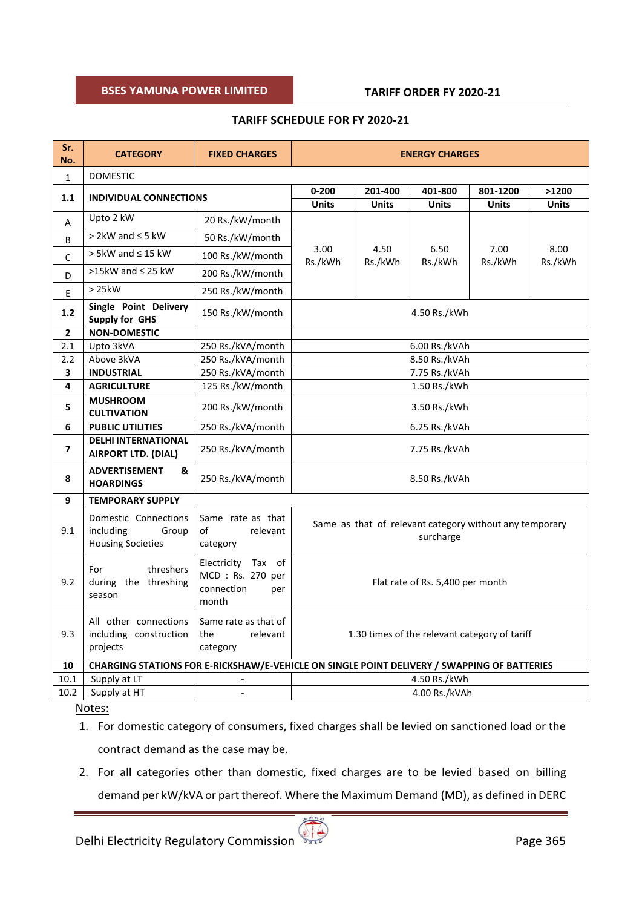## TARIFF SCHEDULE FOR FY 2020-21

| Sr. No. | CATEGORY | FIXED CHARGES | ENERGY CHARGES | | | | |
|---|---|---|---|---|---|---|---|
| 1 | DOMESTIC | | | | | | |
| 1.1 | INDIVIDUAL CONNECTIONS | | 0-200 Units | 201-400 Units | 401-800 Units | 801-1200 Units | >1200 Units |
| A | Upto 2 kW | 20 Rs./kW/month | 3.00 Rs./kWh | 4.50 Rs./kWh | 6.50 Rs./kWh | 7.00 Rs./kWh | 8.00 Rs./kWh |
| B | > 2kW and ≤ 5 kW | 50 Rs./kW/month | | | | | |
| C | > 5kW and ≤ 15 kW | 100 Rs./kW/month | | | | | |
| D | >15kW and ≤ 25 kW | 200 Rs./kW/month | | | | | |
| E | > 25kW | 250 Rs./kW/month | | | | | |
| 1.2 | **Single Point Delivery Supply for GHS** | 150 Rs./kW/month | 4.50 Rs./kWh | | | | |
| 2 | **NON-DOMESTIC** | | | | | | |
| 2.1 | Upto 3kVA | 250 Rs./kVA/month | 6.00 Rs./kVAh | | | | |
| 2.2 | Above 3kVA | 250 Rs./kVA/month | 8.50 Rs./kVAh | | | | |
| 3 | **INDUSTRIAL** | 250 Rs./kVA/month | 7.75 Rs./kVAh | | | | |
| 4 | **AGRICULTURE** | 125 Rs./kW/month | 1.50 Rs./kWh | | | | |
| 5 | **MUSHROOM CULTIVATION** | 200 Rs./kW/month | 3.50 Rs./kWh | | | | |
| 6 | **PUBLIC UTILITIES** | 250 Rs./kVA/month | 6.25 Rs./kVAh | | | | |
| 7 | **DELHI INTERNATIONAL AIRPORT LTD. (DIAL)** | 250 Rs./kVA/month | 7.75 Rs./kVAh | | | | |
| 8 | **ADVERTISEMENT & HOARDINGS** | 250 Rs./kVA/month | 8.50 Rs./kVAh | | | | |
| 9 | **TEMPORARY SUPPLY** | | | | | | |
| 9.1 | Domestic Connections including Group Housing Societies | Same rate as that of relevant category | Same as that of relevant category without any temporary surcharge | | | | |
| 9.2 | For threshers during the threshing season | Electricity Tax of MCD : Rs. 270 per connection per month | Flat rate of Rs. 5,400 per month | | | | |
| 9.3 | All other connections including construction projects | Same rate as that of the relevant category | 1.30 times of the relevant category of tariff | | | | |
| 10 | **CHARGING STATIONS FOR E-RICKSHAW/E-VEHICLE ON SINGLE POINT DELIVERY / SWAPPING OF BATTERIES** | | | | | | |
| 10.1 | Supply at LT | - | 4.50 Rs./kWh | | | | |
| 10.2 | Supply at HT | - | 4.00 Rs./kVAh | | | | |

Notes:

1. For domestic category of consumers, fixed charges shall be levied on sanctioned load or the contract demand as the case may be.
2. For all categories other than domestic, fixed charges are to be levied based on billing demand per kW/kVA or part thereof. Where the Maximum Demand (MD), as defined in DERC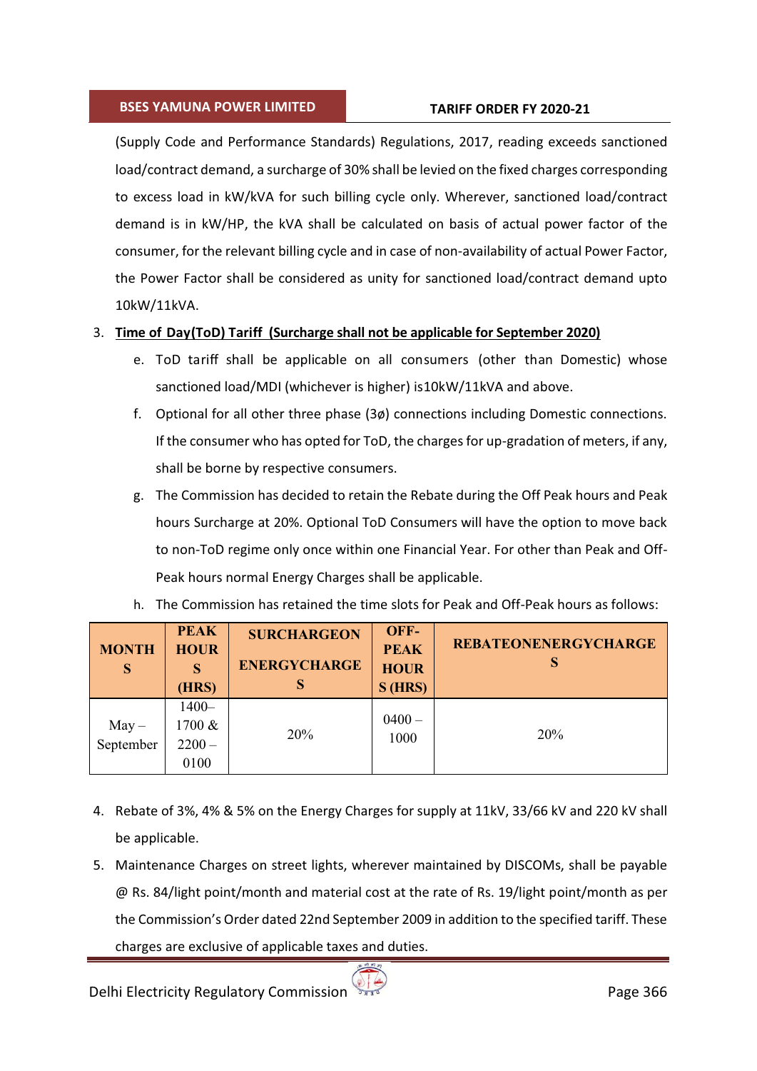(Supply Code and Performance Standards) Regulations, 2017, reading exceeds sanctioned load/contract demand, a surcharge of 30% shall be levied on the fixed charges corresponding to excess load in kW/kVA for such billing cycle only. Wherever, sanctioned load/contract demand is in kW/HP, the kVA shall be calculated on basis of actual power factor of the consumer, for the relevant billing cycle and in case of non-availability of actual Power Factor, the Power Factor shall be considered as unity for sanctioned load/contract demand upto 10kW/11kVA.

3. **Time of Day(ToD) Tariff (Surcharge shall not be applicable for September 2020)**

   e. ToD tariff shall be applicable on all consumers (other than Domestic) whose sanctioned load/MDI (whichever is higher) is10kW/11kVA and above.

   f. Optional for all other three phase (3ø) connections including Domestic connections. If the consumer who has opted for ToD, the charges for up-gradation of meters, if any, shall be borne by respective consumers.

   g. The Commission has decided to retain the Rebate during the Off Peak hours and Peak hours Surcharge at 20%. Optional ToD Consumers will have the option to move back to non-ToD regime only once within one Financial Year. For other than Peak and Off-Peak hours normal Energy Charges shall be applicable.

   h. The Commission has retained the time slots for Peak and Off-Peak hours as follows:

| MONTHS | PEAK HOURS (HRS) | SURCHARGEON ENERGYCHARGES | OFF-PEAK HOURS (HRS) | REBATEONENERGYCHARGES |
|---|---|---|---|---|
| May – September | 1400–1700 & 2200 – 0100 | 20% | 0400 – 1000 | 20% |

4. Rebate of 3%, 4% & 5% on the Energy Charges for supply at 11kV, 33/66 kV and 220 kV shall be applicable.

5. Maintenance Charges on street lights, wherever maintained by DISCOMs, shall be payable @ Rs. 84/light point/month and material cost at the rate of Rs. 19/light point/month as per the Commission's Order dated 22nd September 2009 in addition to the specified tariff. These charges are exclusive of applicable taxes and duties.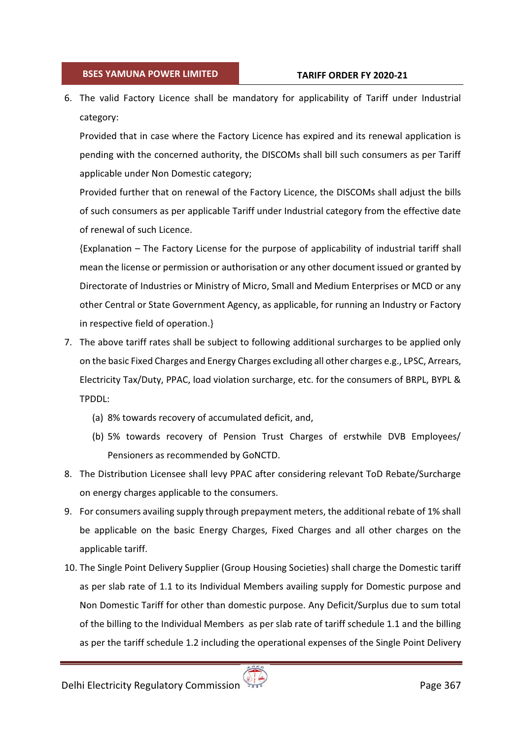6. The valid Factory Licence shall be mandatory for applicability of Tariff under Industrial category:

   Provided that in case where the Factory Licence has expired and its renewal application is pending with the concerned authority, the DISCOMs shall bill such consumers as per Tariff applicable under Non Domestic category;

   Provided further that on renewal of the Factory Licence, the DISCOMs shall adjust the bills of such consumers as per applicable Tariff under Industrial category from the effective date of renewal of such Licence.

   {Explanation – The Factory License for the purpose of applicability of industrial tariff shall mean the license or permission or authorisation or any other document issued or granted by Directorate of Industries or Ministry of Micro, Small and Medium Enterprises or MCD or any other Central or State Government Agency, as applicable, for running an Industry or Factory in respective field of operation.}

7. The above tariff rates shall be subject to following additional surcharges to be applied only on the basic Fixed Charges and Energy Charges excluding all other charges e.g., LPSC, Arrears, Electricity Tax/Duty, PPAC, load violation surcharge, etc. for the consumers of BRPL, BYPL & TPDDL:

   (a) 8% towards recovery of accumulated deficit, and,

   (b) 5% towards recovery of Pension Trust Charges of erstwhile DVB Employees/ Pensioners as recommended by GoNCTD.

8. The Distribution Licensee shall levy PPAC after considering relevant ToD Rebate/Surcharge on energy charges applicable to the consumers.

9. For consumers availing supply through prepayment meters, the additional rebate of 1% shall be applicable on the basic Energy Charges, Fixed Charges and all other charges on the applicable tariff.

10. The Single Point Delivery Supplier (Group Housing Societies) shall charge the Domestic tariff as per slab rate of 1.1 to its Individual Members availing supply for Domestic purpose and Non Domestic Tariff for other than domestic purpose. Any Deficit/Surplus due to sum total of the billing to the Individual Members as per slab rate of tariff schedule 1.1 and the billing as per the tariff schedule 1.2 including the operational expenses of the Single Point Delivery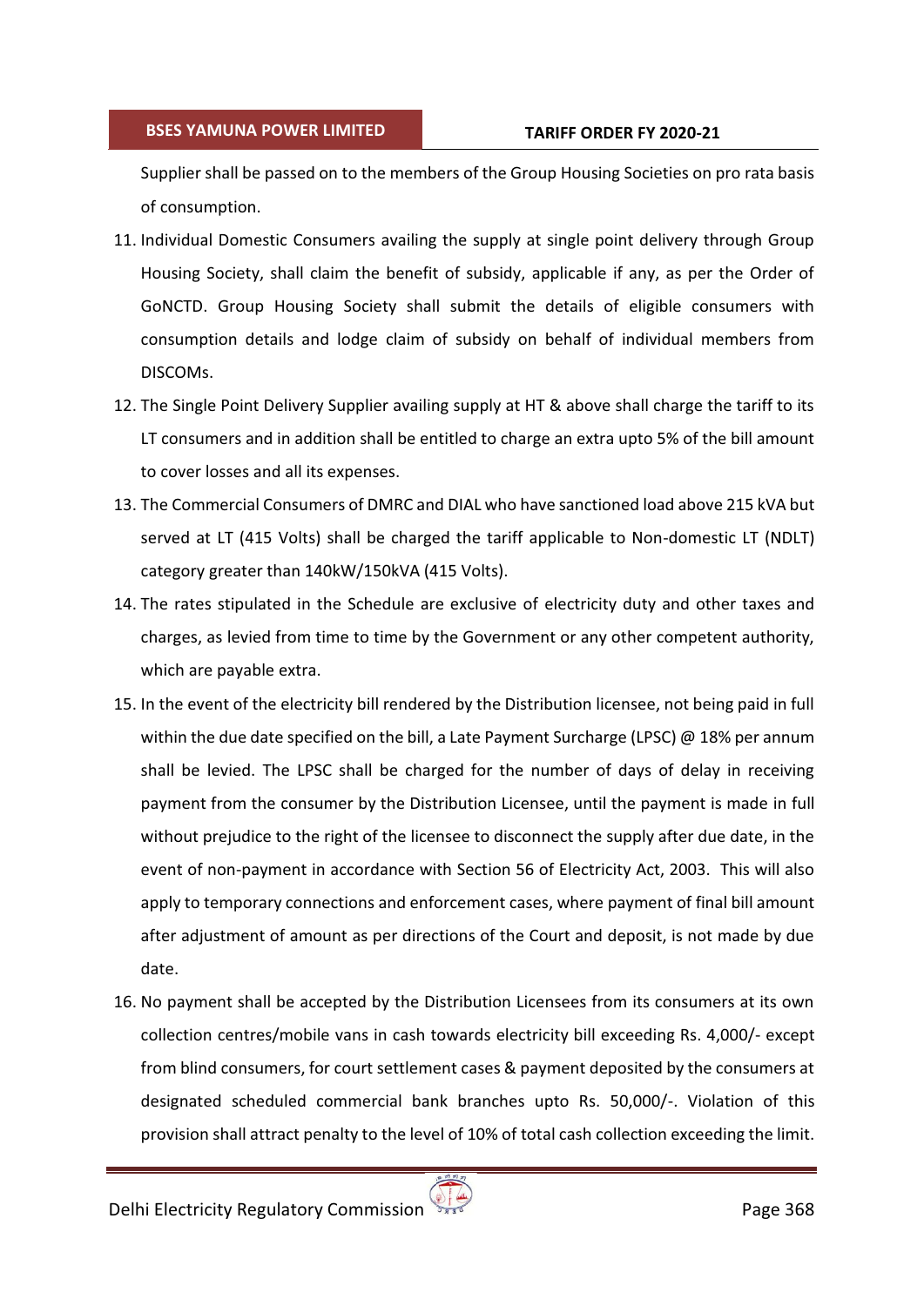Supplier shall be passed on to the members of the Group Housing Societies on pro rata basis of consumption.

11. Individual Domestic Consumers availing the supply at single point delivery through Group Housing Society, shall claim the benefit of subsidy, applicable if any, as per the Order of GoNCTD. Group Housing Society shall submit the details of eligible consumers with consumption details and lodge claim of subsidy on behalf of individual members from DISCOMs.
12. The Single Point Delivery Supplier availing supply at HT & above shall charge the tariff to its LT consumers and in addition shall be entitled to charge an extra upto 5% of the bill amount to cover losses and all its expenses.
13. The Commercial Consumers of DMRC and DIAL who have sanctioned load above 215 kVA but served at LT (415 Volts) shall be charged the tariff applicable to Non-domestic LT (NDLT) category greater than 140kW/150kVA (415 Volts).
14. The rates stipulated in the Schedule are exclusive of electricity duty and other taxes and charges, as levied from time to time by the Government or any other competent authority, which are payable extra.
15. In the event of the electricity bill rendered by the Distribution licensee, not being paid in full within the due date specified on the bill, a Late Payment Surcharge (LPSC) @ 18% per annum shall be levied. The LPSC shall be charged for the number of days of delay in receiving payment from the consumer by the Distribution Licensee, until the payment is made in full without prejudice to the right of the licensee to disconnect the supply after due date, in the event of non-payment in accordance with Section 56 of Electricity Act, 2003. This will also apply to temporary connections and enforcement cases, where payment of final bill amount after adjustment of amount as per directions of the Court and deposit, is not made by due date.
16. No payment shall be accepted by the Distribution Licensees from its consumers at its own collection centres/mobile vans in cash towards electricity bill exceeding Rs. 4,000/- except from blind consumers, for court settlement cases & payment deposited by the consumers at designated scheduled commercial bank branches upto Rs. 50,000/-. Violation of this provision shall attract penalty to the level of 10% of total cash collection exceeding the limit.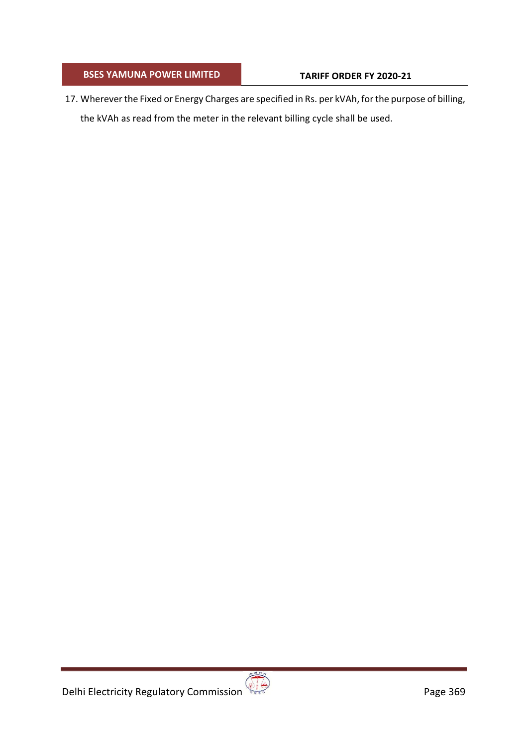17. Wherever the Fixed or Energy Charges are specified in Rs. per kVAh, for the purpose of billing, the kVAh as read from the meter in the relevant billing cycle shall be used.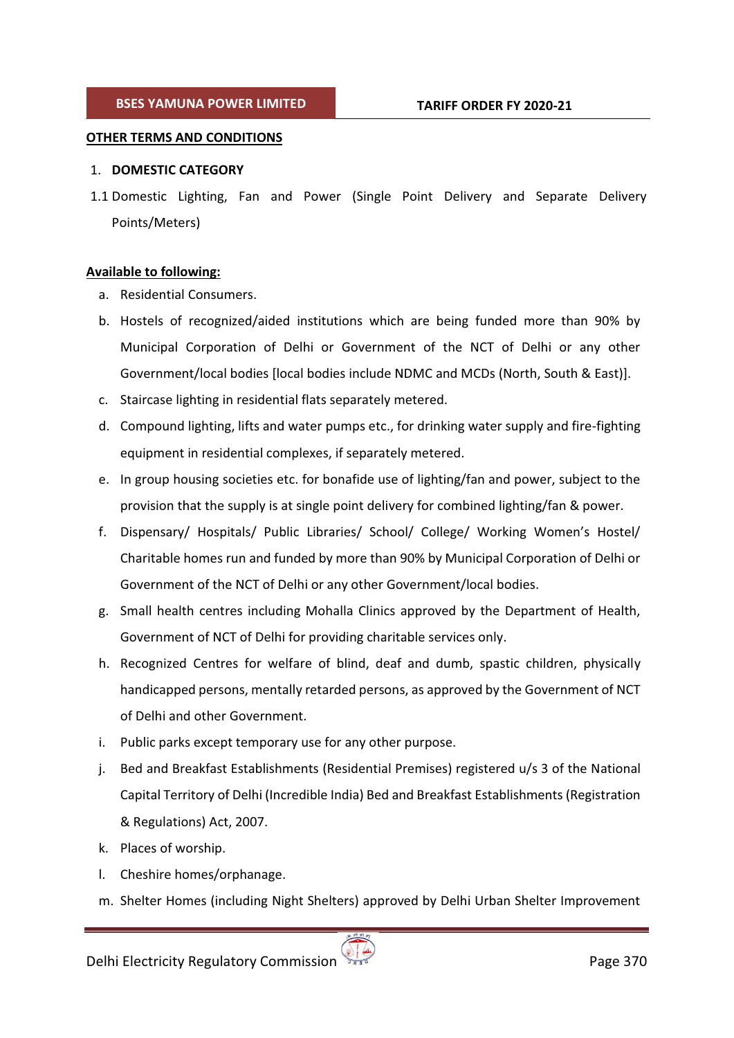## OTHER TERMS AND CONDITIONS

1. **DOMESTIC CATEGORY**

1.1 Domestic Lighting, Fan and Power (Single Point Delivery and Separate Delivery Points/Meters)

**Available to following:**

a. Residential Consumers.

b. Hostels of recognized/aided institutions which are being funded more than 90% by Municipal Corporation of Delhi or Government of the NCT of Delhi or any other Government/local bodies [local bodies include NDMC and MCDs (North, South & East)].

c. Staircase lighting in residential flats separately metered.

d. Compound lighting, lifts and water pumps etc., for drinking water supply and fire-fighting equipment in residential complexes, if separately metered.

e. In group housing societies etc. for bonafide use of lighting/fan and power, subject to the provision that the supply is at single point delivery for combined lighting/fan & power.

f. Dispensary/ Hospitals/ Public Libraries/ School/ College/ Working Women's Hostel/ Charitable homes run and funded by more than 90% by Municipal Corporation of Delhi or Government of the NCT of Delhi or any other Government/local bodies.

g. Small health centres including Mohalla Clinics approved by the Department of Health, Government of NCT of Delhi for providing charitable services only.

h. Recognized Centres for welfare of blind, deaf and dumb, spastic children, physically handicapped persons, mentally retarded persons, as approved by the Government of NCT of Delhi and other Government.

i. Public parks except temporary use for any other purpose.

j. Bed and Breakfast Establishments (Residential Premises) registered u/s 3 of the National Capital Territory of Delhi (Incredible India) Bed and Breakfast Establishments (Registration & Regulations) Act, 2007.

k. Places of worship.

l. Cheshire homes/orphanage.

m. Shelter Homes (including Night Shelters) approved by Delhi Urban Shelter Improvement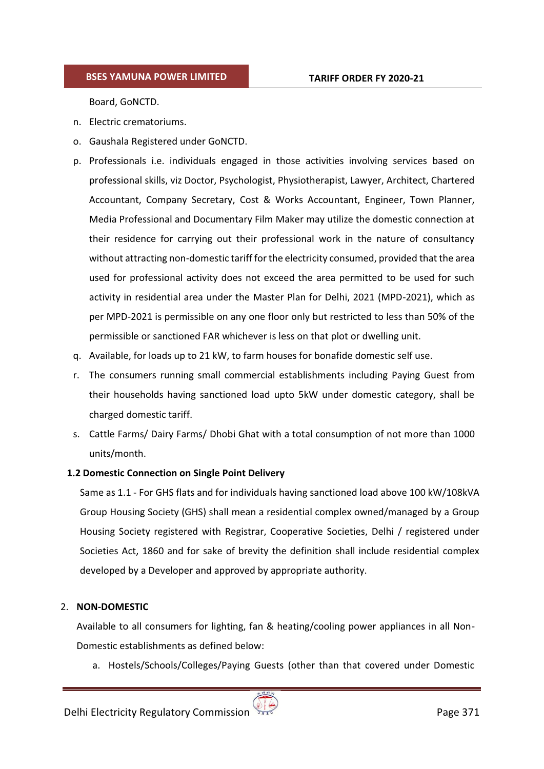Board, GoNCTD.

n. Electric crematoriums.

o. Gaushala Registered under GoNCTD.

p. Professionals i.e. individuals engaged in those activities involving services based on professional skills, viz Doctor, Psychologist, Physiotherapist, Lawyer, Architect, Chartered Accountant, Company Secretary, Cost & Works Accountant, Engineer, Town Planner, Media Professional and Documentary Film Maker may utilize the domestic connection at their residence for carrying out their professional work in the nature of consultancy without attracting non-domestic tariff for the electricity consumed, provided that the area used for professional activity does not exceed the area permitted to be used for such activity in residential area under the Master Plan for Delhi, 2021 (MPD-2021), which as per MPD-2021 is permissible on any one floor only but restricted to less than 50% of the permissible or sanctioned FAR whichever is less on that plot or dwelling unit.

q. Available, for loads up to 21 kW, to farm houses for bonafide domestic self use.

r. The consumers running small commercial establishments including Paying Guest from their households having sanctioned load upto 5kW under domestic category, shall be charged domestic tariff.

s. Cattle Farms/ Dairy Farms/ Dhobi Ghat with a total consumption of not more than 1000 units/month.

**1.2 Domestic Connection on Single Point Delivery**

Same as 1.1 - For GHS flats and for individuals having sanctioned load above 100 kW/108kVA Group Housing Society (GHS) shall mean a residential complex owned/managed by a Group Housing Society registered with Registrar, Cooperative Societies, Delhi / registered under Societies Act, 1860 and for sake of brevity the definition shall include residential complex developed by a Developer and approved by appropriate authority.

2. **NON-DOMESTIC**

Available to all consumers for lighting, fan & heating/cooling power appliances in all Non-Domestic establishments as defined below:

a. Hostels/Schools/Colleges/Paying Guests (other than that covered under Domestic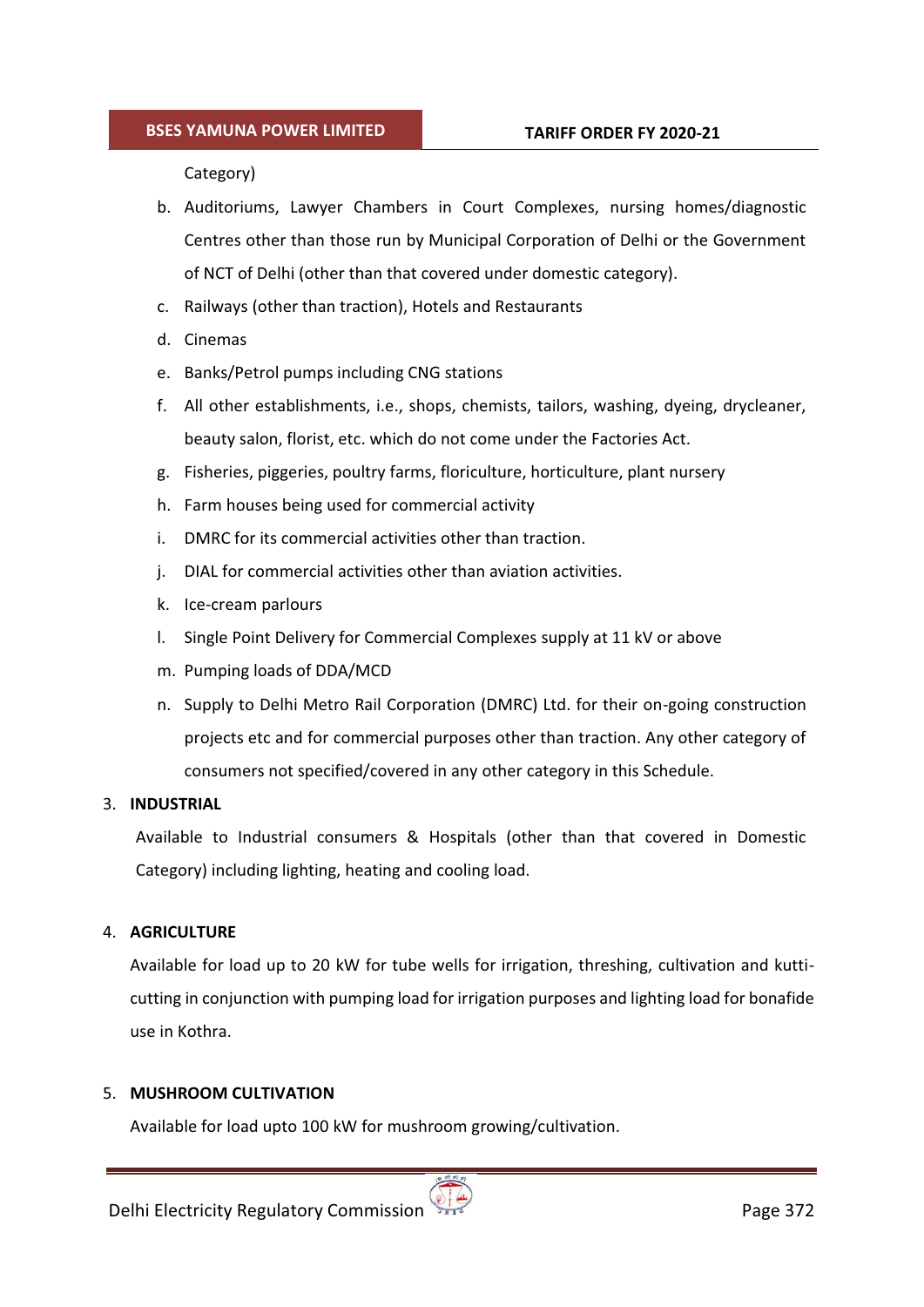Category)

b. Auditoriums, Lawyer Chambers in Court Complexes, nursing homes/diagnostic Centres other than those run by Municipal Corporation of Delhi or the Government of NCT of Delhi (other than that covered under domestic category).
c. Railways (other than traction), Hotels and Restaurants
d. Cinemas
e. Banks/Petrol pumps including CNG stations
f. All other establishments, i.e., shops, chemists, tailors, washing, dyeing, drycleaner, beauty salon, florist, etc. which do not come under the Factories Act.
g. Fisheries, piggeries, poultry farms, floriculture, horticulture, plant nursery
h. Farm houses being used for commercial activity
i. DMRC for its commercial activities other than traction.
j. DIAL for commercial activities other than aviation activities.
k. Ice-cream parlours
l. Single Point Delivery for Commercial Complexes supply at 11 kV or above
m. Pumping loads of DDA/MCD
n. Supply to Delhi Metro Rail Corporation (DMRC) Ltd. for their on-going construction projects etc and for commercial purposes other than traction. Any other category of consumers not specified/covered in any other category in this Schedule.

3. **INDUSTRIAL**

   Available to Industrial consumers & Hospitals (other than that covered in Domestic Category) including lighting, heating and cooling load.

4. **AGRICULTURE**

   Available for load up to 20 kW for tube wells for irrigation, threshing, cultivation and kutti-cutting in conjunction with pumping load for irrigation purposes and lighting load for bonafide use in Kothra.

5. **MUSHROOM CULTIVATION**

   Available for load upto 100 kW for mushroom growing/cultivation.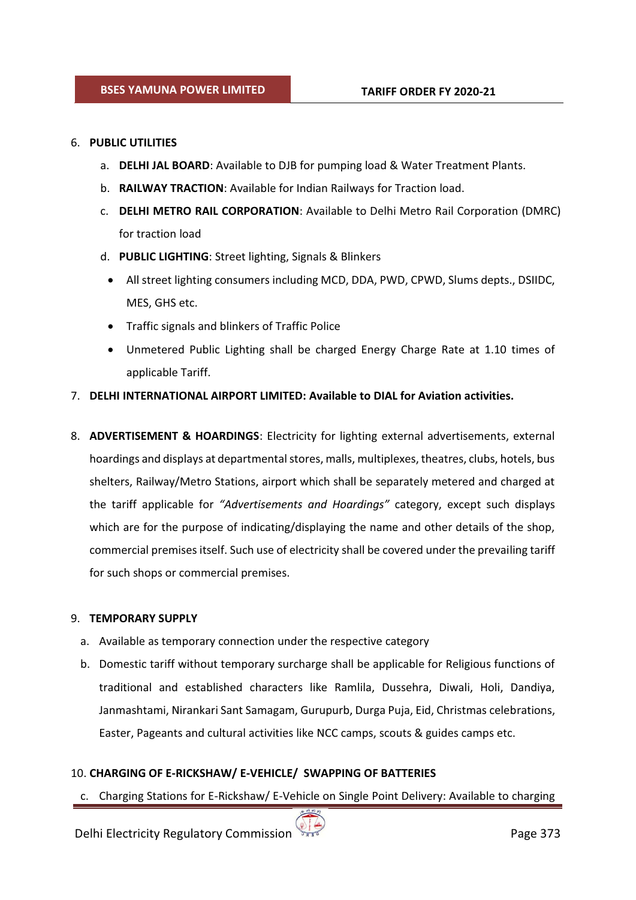6. **PUBLIC UTILITIES**

   a. **DELHI JAL BOARD**: Available to DJB for pumping load & Water Treatment Plants.

   b. **RAILWAY TRACTION**: Available for Indian Railways for Traction load.

   c. **DELHI METRO RAIL CORPORATION**: Available to Delhi Metro Rail Corporation (DMRC) for traction load

   d. **PUBLIC LIGHTING**: Street lighting, Signals & Blinkers

   - All street lighting consumers including MCD, DDA, PWD, CPWD, Slums depts., DSIIDC, MES, GHS etc.
   - Traffic signals and blinkers of Traffic Police
   - Unmetered Public Lighting shall be charged Energy Charge Rate at 1.10 times of applicable Tariff.

7. **DELHI INTERNATIONAL AIRPORT LIMITED: Available to DIAL for Aviation activities.**

8. **ADVERTISEMENT & HOARDINGS**: Electricity for lighting external advertisements, external hoardings and displays at departmental stores, malls, multiplexes, theatres, clubs, hotels, bus shelters, Railway/Metro Stations, airport which shall be separately metered and charged at the tariff applicable for *"Advertisements and Hoardings"* category, except such displays which are for the purpose of indicating/displaying the name and other details of the shop, commercial premises itself. Such use of electricity shall be covered under the prevailing tariff for such shops or commercial premises.

9. **TEMPORARY SUPPLY**

   a. Available as temporary connection under the respective category

   b. Domestic tariff without temporary surcharge shall be applicable for Religious functions of traditional and established characters like Ramlila, Dussehra, Diwali, Holi, Dandiya, Janmashtami, Nirankari Sant Samagam, Gurupurb, Durga Puja, Eid, Christmas celebrations, Easter, Pageants and cultural activities like NCC camps, scouts & guides camps etc.

10. **CHARGING OF E-RICKSHAW/ E-VEHICLE/ SWAPPING OF BATTERIES**

   c. Charging Stations for E-Rickshaw/ E-Vehicle on Single Point Delivery: Available to charging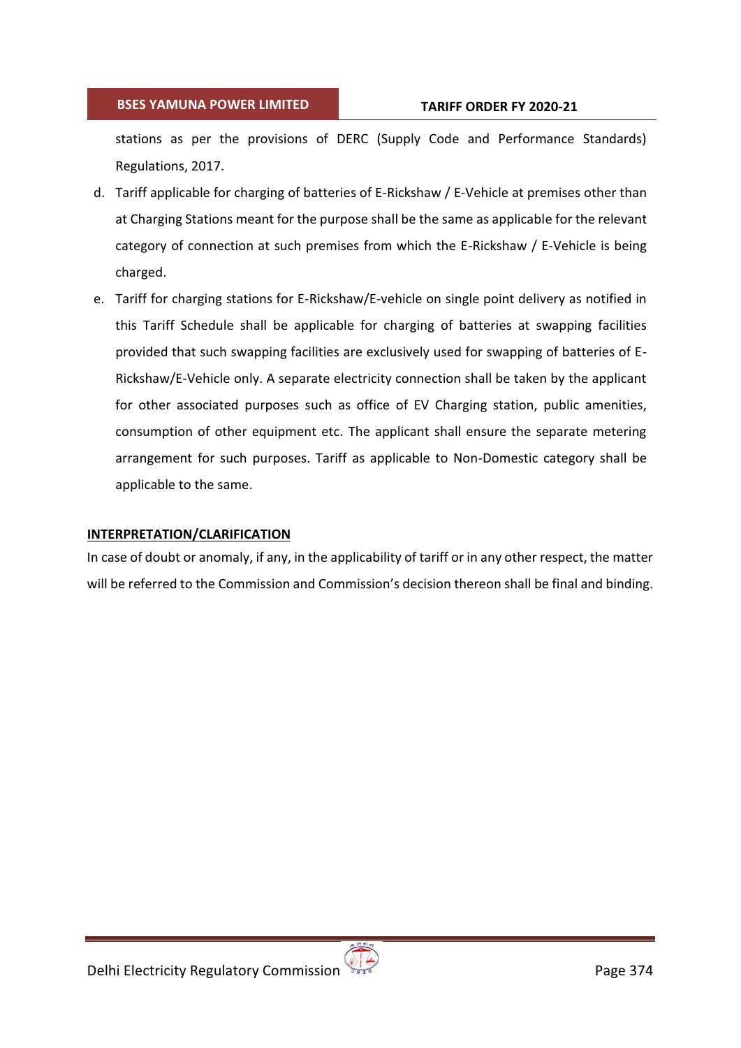stations as per the provisions of DERC (Supply Code and Performance Standards) Regulations, 2017.

d. Tariff applicable for charging of batteries of E-Rickshaw / E-Vehicle at premises other than at Charging Stations meant for the purpose shall be the same as applicable for the relevant category of connection at such premises from which the E-Rickshaw / E-Vehicle is being charged.

e. Tariff for charging stations for E-Rickshaw/E-vehicle on single point delivery as notified in this Tariff Schedule shall be applicable for charging of batteries at swapping facilities provided that such swapping facilities are exclusively used for swapping of batteries of E-Rickshaw/E-Vehicle only. A separate electricity connection shall be taken by the applicant for other associated purposes such as office of EV Charging station, public amenities, consumption of other equipment etc. The applicant shall ensure the separate metering arrangement for such purposes. Tariff as applicable to Non-Domestic category shall be applicable to the same.

**INTERPRETATION/CLARIFICATION**

In case of doubt or anomaly, if any, in the applicability of tariff or in any other respect, the matter will be referred to the Commission and Commission's decision thereon shall be final and binding.